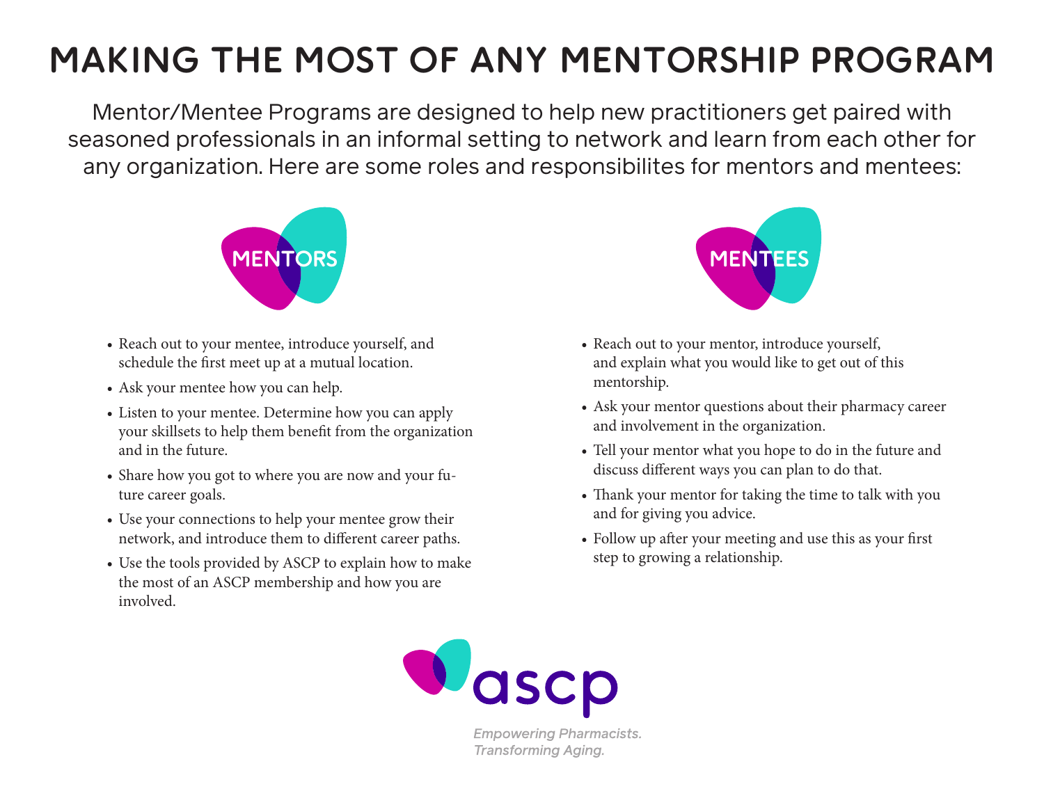# MAKING THE MOST OF ANY MENTORSHIP PROGRAM

Mentor/Mentee Programs are designed to help new practitioners get paired with seasoned professionals in an informal setting to network and learn from each other for any organization. Here are some roles and responsibilites for mentors and mentees:

## MENTORS

- Reach out to your mentee, introduce yourself, and schedule the first meet up at a mutual location.
- Ask your mentee how you can help.
- Listen to your mentee. Determine how you can apply your skillsets to help them benefit from the organization and in the future.
- Share how you got to where you are now and your future career goals.
- Use your connections to help your mentee grow their network, and introduce them to different career paths.
- Use the tools provided by ASCP to explain how to make the most of an ASCP membership and how you are involved.

## MENTEES

- Reach out to your mentor, introduce yourself, and explain what you would like to get out of this mentorship.
- Ask your mentor questions about their pharmacy career and involvement in the organization.
- Tell your mentor what you hope to do in the future and discuss different ways you can plan to do that.
- Thank your mentor for taking the time to talk with you and for giving you advice.
- Follow up after your meeting and use this as your first step to growing a relationship.

ascp

*Empowering Pharmacists. Transforming Aging.*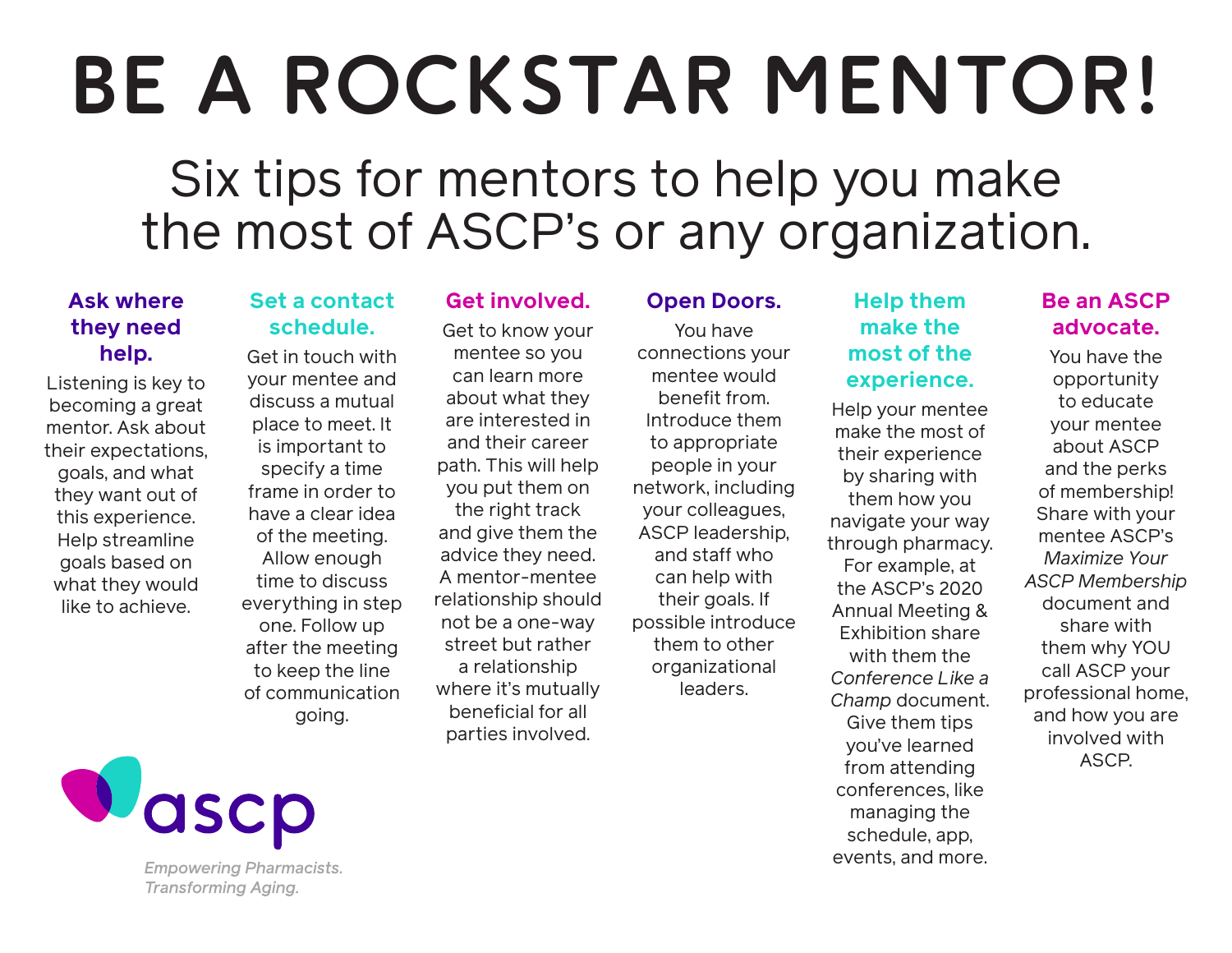# BE A ROCKSTAR MENTOR!

## Six tips for mentors to help you make the most of ASCP's or any organization.

### Ask where they need help.

Listening is key to becoming a great mentor. Ask about their expectations, goals, and what they want out of this experience. Help streamline goals based on what they would like to achieve.

### Set a contact schedule.

Get in touch with your mentee and discuss a mutual place to meet. It is important to specify a time frame in order to have a clear idea of the meeting. Allow enough time to discuss everything in step one. Follow up after the meeting to keep the line of communication going.

### Get involved.

Get to know your mentee so you can learn more about what they are interested in and their career path. This will help you put them on the right track and give them the advice they need. A mentor-mentee relationship should not be a one-way street but rather a relationship where it's mutually beneficial for all parties involved.

### Open Doors.

You have connections your mentee would benefit from. Introduce them to appropriate people in your network, including your colleagues, ASCP leadership, and staff who can help with their goals. If possible introduce them to other organizational leaders.

### Help them make the most of the experience.

Help your mentee make the most of their experience by sharing with them how you navigate your way through pharmacy. For example, at the ASCP's 2020 Annual Meeting & Exhibition share with them the *Conference Like a Champ* document. Give them tips you've learned from attending conferences, like managing the schedule, app, events, and more.

### Be an ASCP advocate.

You have the opportunity to educate your mentee about ASCP and the perks of membership! Share with your mentee ASCP's *Maximize Your ASCP Membership* document and share with them why YOU call ASCP your professional home, and how you are involved with ASCP.

ascp

*Empowering Pharmacists. Transforming Aging.*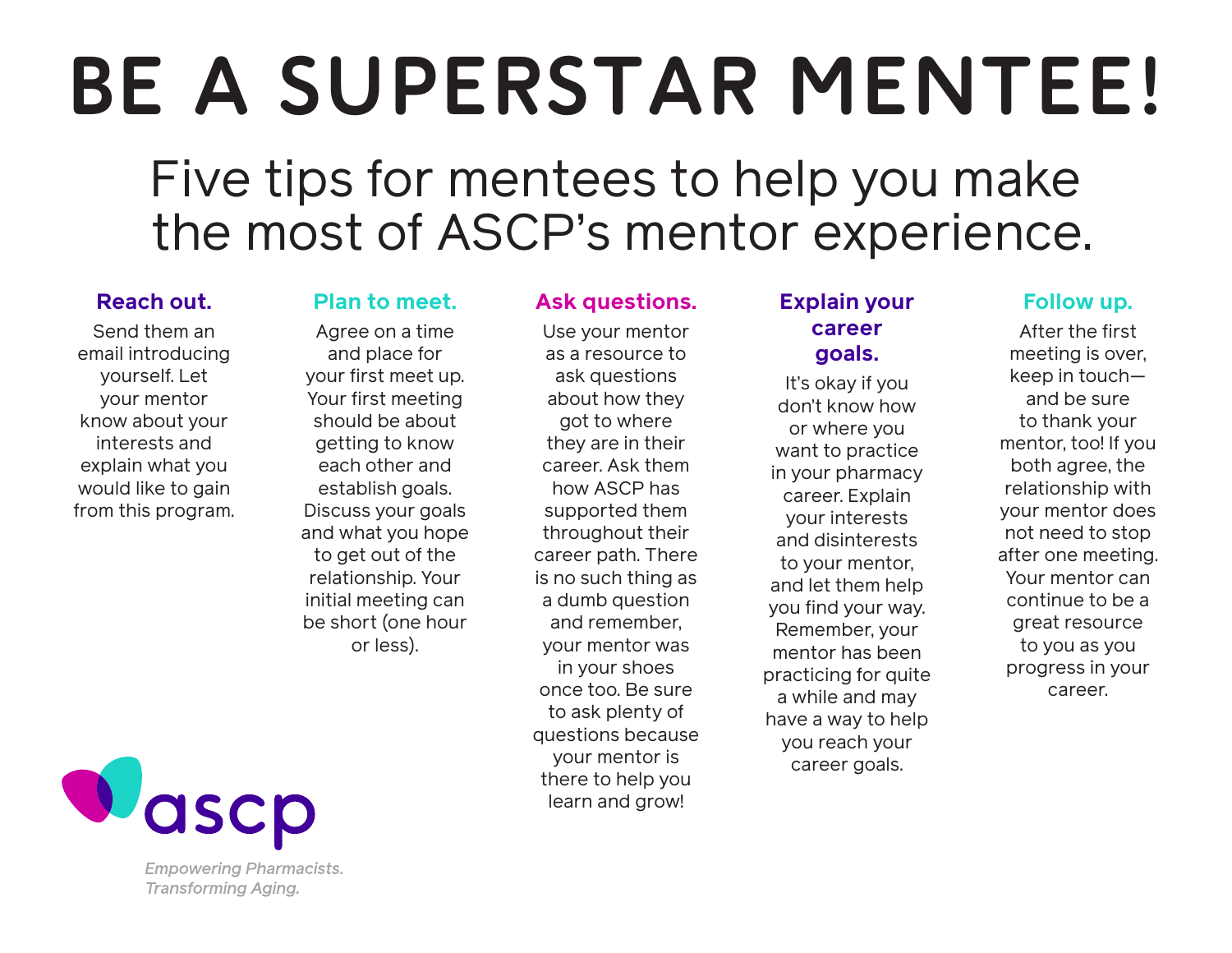# BE A SUPERSTAR MENTEE!

## Five tips for mentees to help you make the most of ASCP's mentor experience.

### Reach out.

Send them an email introducing yourself. Let your mentor know about your interests and explain what you would like to gain from this program.

### Plan to meet.

Agree on a time and place for your first meet up. Your first meeting should be about getting to know each other and establish goals. Discuss your goals and what you hope to get out of the relationship. Your initial meeting can be short (one hour or less).

### Ask questions.

Use your mentor as a resource to ask questions about how they got to where they are in their career. Ask them how ASCP has supported them throughout their career path. There is no such thing as a dumb question and remember, your mentor was in your shoes once too. Be sure to ask plenty of questions because your mentor is there to help you learn and grow!

### Explain your career goals.

It's okay if you don't know how or where you want to practice in your pharmacy career. Explain your interests and disinterests to your mentor, and let them help you find your way. Remember, your mentor has been practicing for quite a while and may have a way to help you reach your career goals.

### Follow up.

After the first meeting is over, keep in touch—and be sure to thank your mentor, too! If you both agree, the relationship with your mentor does not need to stop after one meeting. Your mentor can continue to be a great resource to you as you progress in your career.

ascp

*Empowering Pharmacists.*
*Transforming Aging.*